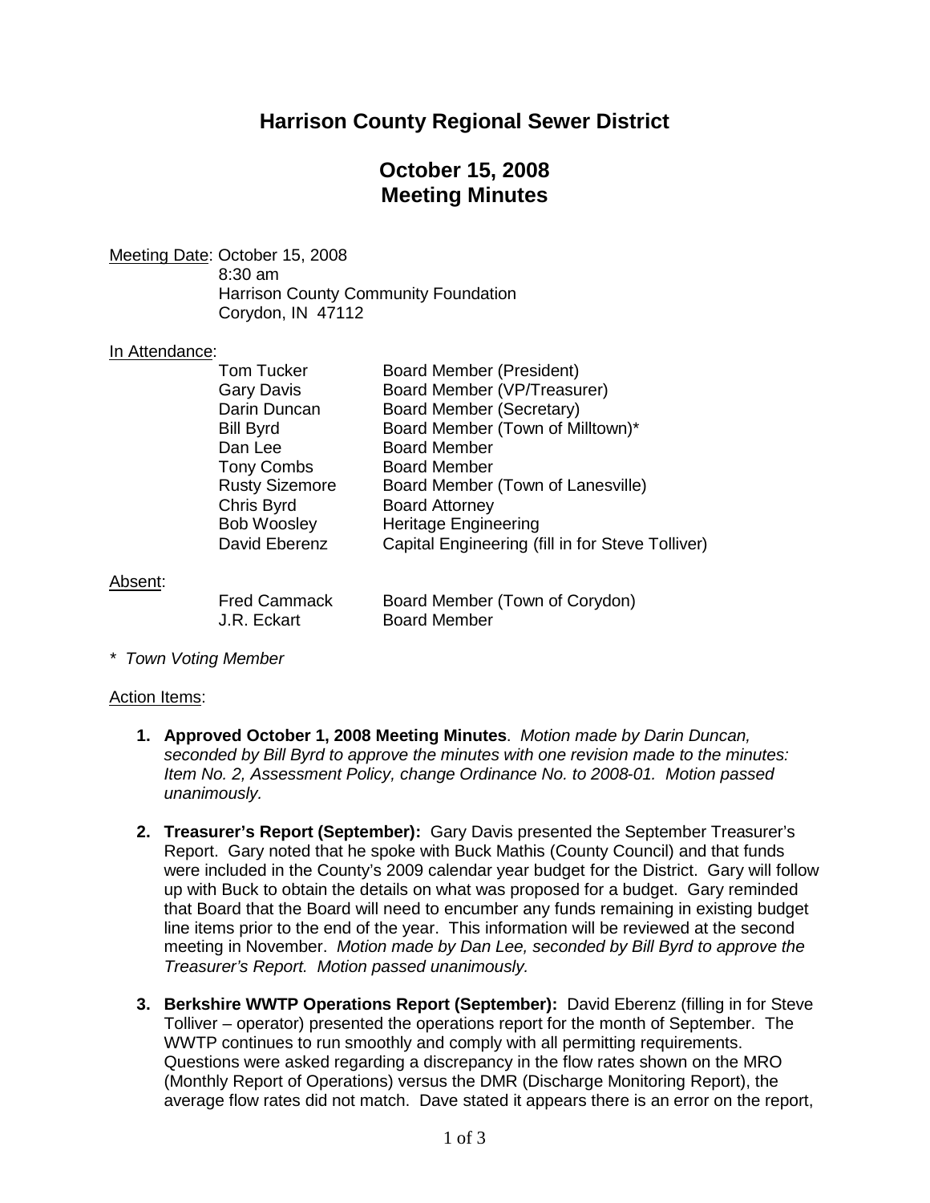# Harrison County Regional Sewer District

## October 15, 2008
## Meeting Minutes

Meeting Date: October 15, 2008
8:30 am
Harrison County Community Foundation
Corydon, IN 47112

In Attendance:

| | |
|---|---|
| Tom Tucker | Board Member (President) |
| Gary Davis | Board Member (VP/Treasurer) |
| Darin Duncan | Board Member (Secretary) |
| Bill Byrd | Board Member (Town of Milltown)* |
| Dan Lee | Board Member |
| Tony Combs | Board Member |
| Rusty Sizemore | Board Member (Town of Lanesville) |
| Chris Byrd | Board Attorney |
| Bob Woosley | Heritage Engineering |
| David Eberenz | Capital Engineering (fill in for Steve Tolliver) |

Absent:

| | |
|---|---|
| Fred Cammack | Board Member (Town of Corydon) |
| J.R. Eckart | Board Member |

* *Town Voting Member*

Action Items:

1. **Approved October 1, 2008 Meeting Minutes**. *Motion made by Darin Duncan, seconded by Bill Byrd to approve the minutes with one revision made to the minutes: Item No. 2, Assessment Policy, change Ordinance No. to 2008-01. Motion passed unanimously.*

2. **Treasurer's Report (September):** Gary Davis presented the September Treasurer's Report. Gary noted that he spoke with Buck Mathis (County Council) and that funds were included in the County's 2009 calendar year budget for the District. Gary will follow up with Buck to obtain the details on what was proposed for a budget. Gary reminded that Board that the Board will need to encumber any funds remaining in existing budget line items prior to the end of the year. This information will be reviewed at the second meeting in November. *Motion made by Dan Lee, seconded by Bill Byrd to approve the Treasurer's Report. Motion passed unanimously.*

3. **Berkshire WWTP Operations Report (September):** David Eberenz (filling in for Steve Tolliver – operator) presented the operations report for the month of September. The WWTP continues to run smoothly and comply with all permitting requirements. Questions were asked regarding a discrepancy in the flow rates shown on the MRO (Monthly Report of Operations) versus the DMR (Discharge Monitoring Report), the average flow rates did not match. Dave stated it appears there is an error on the report,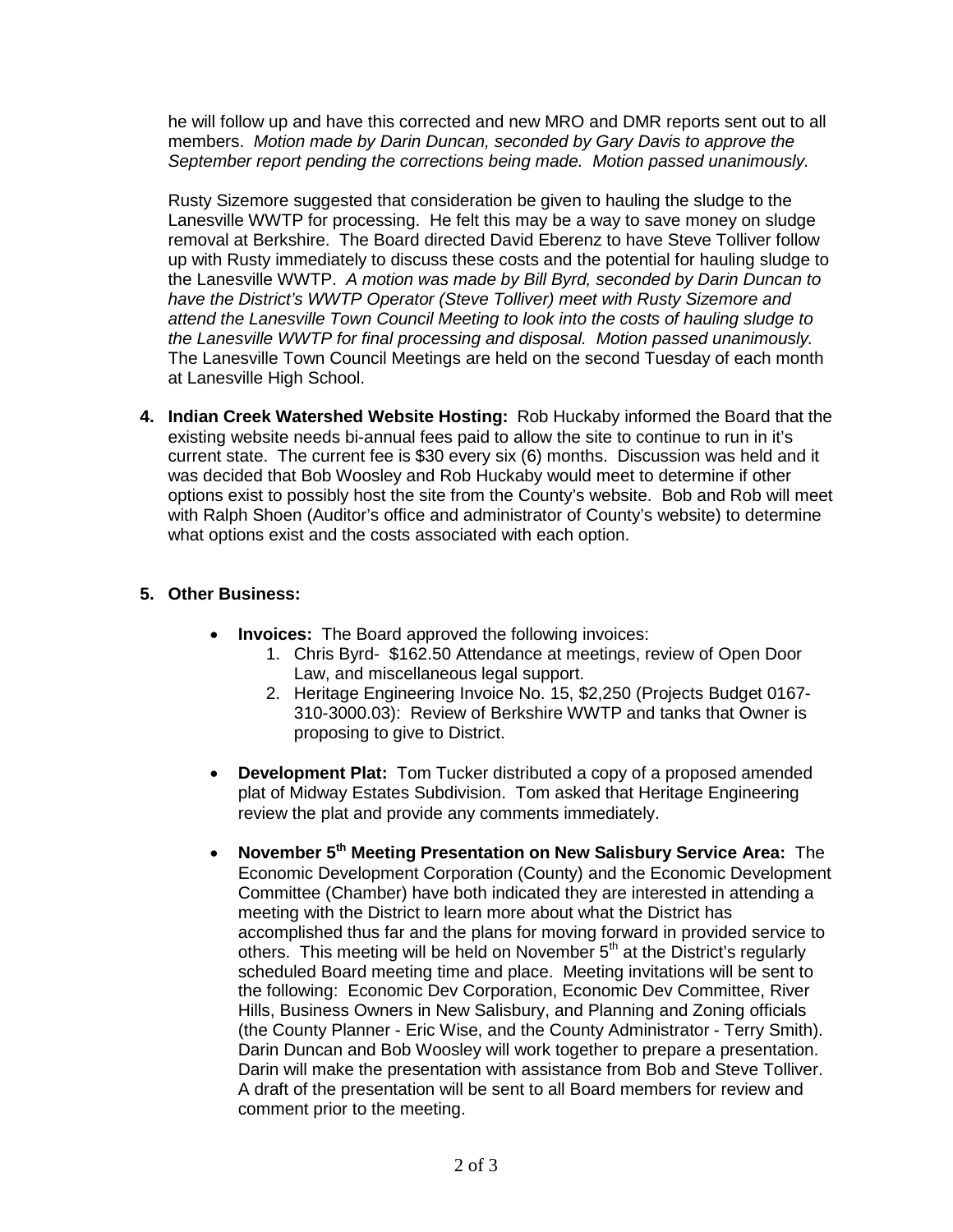he will follow up and have this corrected and new MRO and DMR reports sent out to all members. *Motion made by Darin Duncan, seconded by Gary Davis to approve the September report pending the corrections being made. Motion passed unanimously.*

Rusty Sizemore suggested that consideration be given to hauling the sludge to the Lanesville WWTP for processing. He felt this may be a way to save money on sludge removal at Berkshire. The Board directed David Eberenz to have Steve Tolliver follow up with Rusty immediately to discuss these costs and the potential for hauling sludge to the Lanesville WWTP. *A motion was made by Bill Byrd, seconded by Darin Duncan to have the District's WWTP Operator (Steve Tolliver) meet with Rusty Sizemore and attend the Lanesville Town Council Meeting to look into the costs of hauling sludge to the Lanesville WWTP for final processing and disposal. Motion passed unanimously.* The Lanesville Town Council Meetings are held on the second Tuesday of each month at Lanesville High School.

4. **Indian Creek Watershed Website Hosting:** Rob Huckaby informed the Board that the existing website needs bi-annual fees paid to allow the site to continue to run in it's current state. The current fee is $30 every six (6) months. Discussion was held and it was decided that Bob Woosley and Rob Huckaby would meet to determine if other options exist to possibly host the site from the County's website. Bob and Rob will meet with Ralph Shoen (Auditor's office and administrator of County's website) to determine what options exist and the costs associated with each option.

5. **Other Business:**

   - **Invoices:** The Board approved the following invoices:
     1. Chris Byrd- $162.50 Attendance at meetings, review of Open Door Law, and miscellaneous legal support.
     2. Heritage Engineering Invoice No. 15, $2,250 (Projects Budget 0167-310-3000.03): Review of Berkshire WWTP and tanks that Owner is proposing to give to District.

   - **Development Plat:** Tom Tucker distributed a copy of a proposed amended plat of Midway Estates Subdivision. Tom asked that Heritage Engineering review the plat and provide any comments immediately.

   - **November 5th Meeting Presentation on New Salisbury Service Area:** The Economic Development Corporation (County) and the Economic Development Committee (Chamber) have both indicated they are interested in attending a meeting with the District to learn more about what the District has accomplished thus far and the plans for moving forward in provided service to others. This meeting will be held on November 5th at the District's regularly scheduled Board meeting time and place. Meeting invitations will be sent to the following: Economic Dev Corporation, Economic Dev Committee, River Hills, Business Owners in New Salisbury, and Planning and Zoning officials (the County Planner - Eric Wise, and the County Administrator - Terry Smith). Darin Duncan and Bob Woosley will work together to prepare a presentation. Darin will make the presentation with assistance from Bob and Steve Tolliver. A draft of the presentation will be sent to all Board members for review and comment prior to the meeting.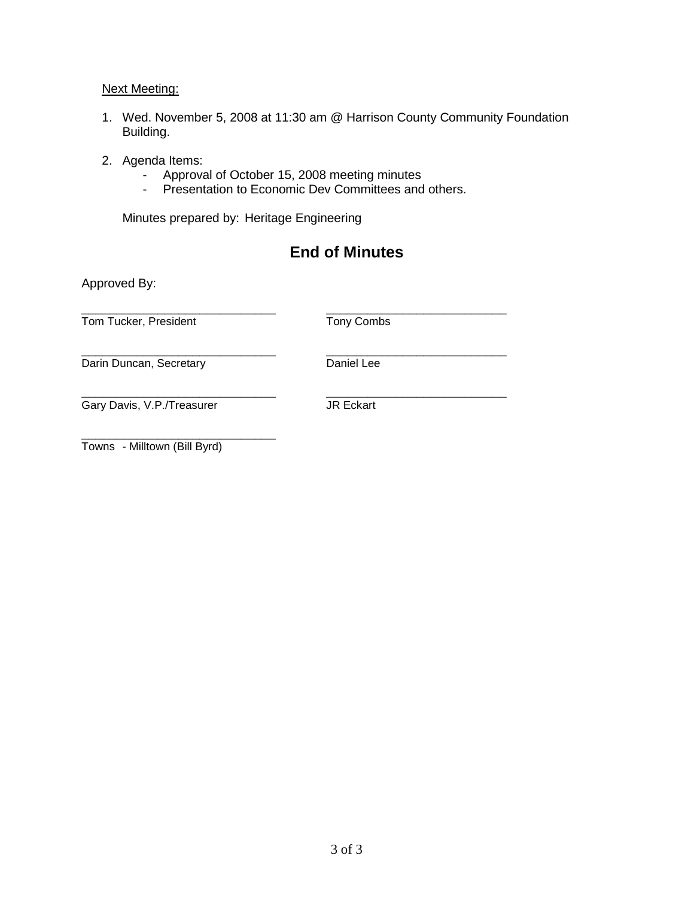Next Meeting:

1. Wed. November 5, 2008 at 11:30 am @ Harrison County Community Foundation Building.

2. Agenda Items:
   - Approval of October 15, 2008 meeting minutes
   - Presentation to Economic Dev Committees and others.

   Minutes prepared by: Heritage Engineering

## End of Minutes

Approved By:

| | |
|---|---|
| ______________________________ | ______________________________ |
| Tom Tucker, President | Tony Combs |
| ______________________________ | ______________________________ |
| Darin Duncan, Secretary | Daniel Lee |
| ______________________________ | ______________________________ |
| Gary Davis, V.P./Treasurer | JR Eckart |
| ______________________________ | |
| Towns - Milltown (Bill Byrd) | |